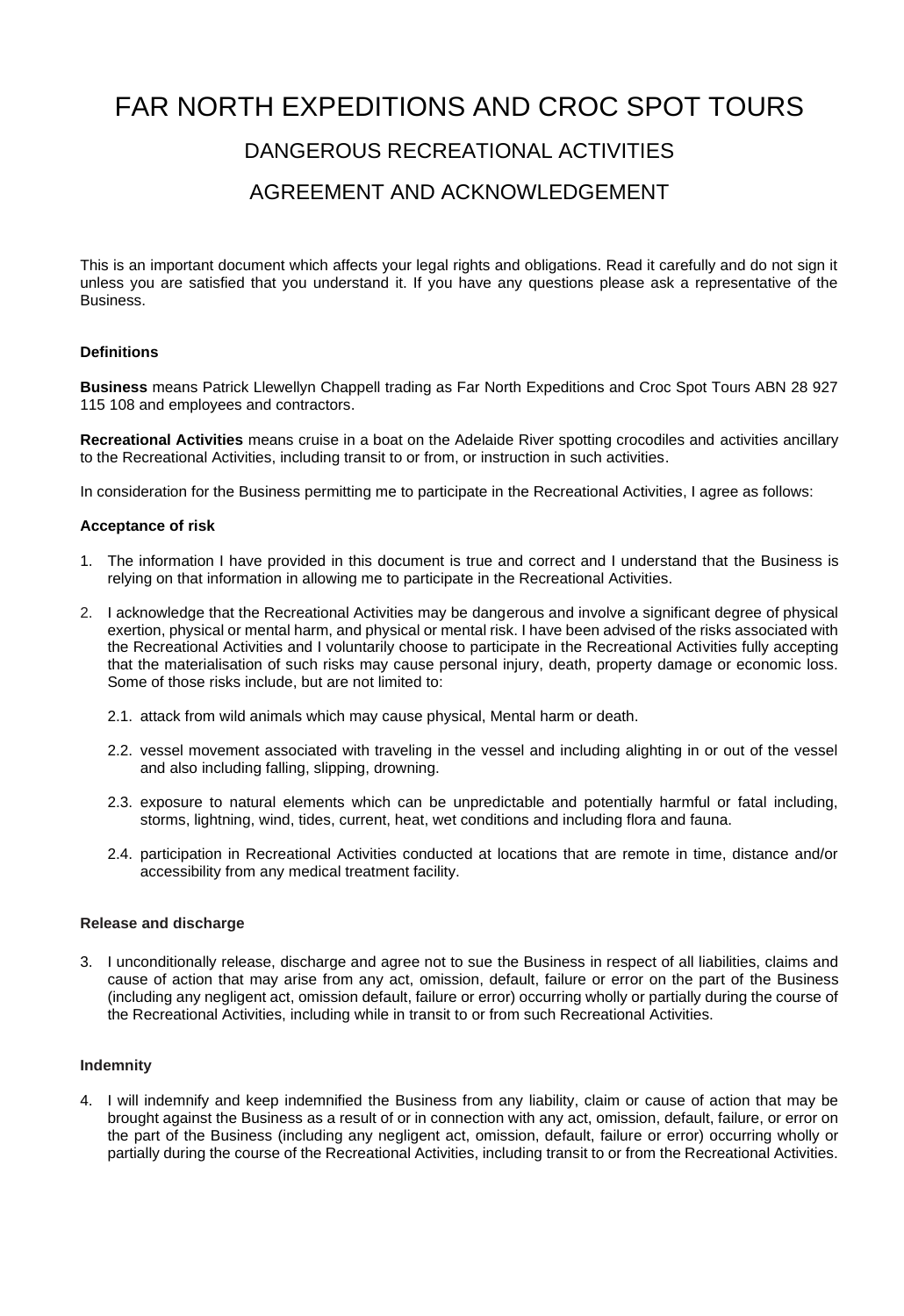# FAR NORTH EXPEDITIONS AND CROC SPOT TOURS

## DANGEROUS RECREATIONAL ACTIVITIES

## AGREEMENT AND ACKNOWLEDGEMENT

This is an important document which affects your legal rights and obligations. Read it carefully and do not sign it unless you are satisfied that you understand it. If you have any questions please ask a representative of the Business.

**Definitions**

**Business** means Patrick Llewellyn Chappell trading as Far North Expeditions and Croc Spot Tours ABN 28 927 115 108 and employees and contractors.

**Recreational Activities** means cruise in a boat on the Adelaide River spotting crocodiles and activities ancillary to the Recreational Activities, including transit to or from, or instruction in such activities.

In consideration for the Business permitting me to participate in the Recreational Activities, I agree as follows:

**Acceptance of risk**

1. The information I have provided in this document is true and correct and I understand that the Business is relying on that information in allowing me to participate in the Recreational Activities.

2. I acknowledge that the Recreational Activities may be dangerous and involve a significant degree of physical exertion, physical or mental harm, and physical or mental risk. I have been advised of the risks associated with the Recreational Activities and I voluntarily choose to participate in the Recreational Activities fully accepting that the materialisation of such risks may cause personal injury, death, property damage or economic loss. Some of those risks include, but are not limited to:

   2.1. attack from wild animals which may cause physical, Mental harm or death.

   2.2. vessel movement associated with traveling in the vessel and including alighting in or out of the vessel and also including falling, slipping, drowning.

   2.3. exposure to natural elements which can be unpredictable and potentially harmful or fatal including, storms, lightning, wind, tides, current, heat, wet conditions and including flora and fauna.

   2.4. participation in Recreational Activities conducted at locations that are remote in time, distance and/or accessibility from any medical treatment facility.

**Release and discharge**

3. I unconditionally release, discharge and agree not to sue the Business in respect of all liabilities, claims and cause of action that may arise from any act, omission, default, failure or error on the part of the Business (including any negligent act, omission default, failure or error) occurring wholly or partially during the course of the Recreational Activities, including while in transit to or from such Recreational Activities.

**Indemnity**

4. I will indemnify and keep indemnified the Business from any liability, claim or cause of action that may be brought against the Business as a result of or in connection with any act, omission, default, failure, or error on the part of the Business (including any negligent act, omission, default, failure or error) occurring wholly or partially during the course of the Recreational Activities, including transit to or from the Recreational Activities.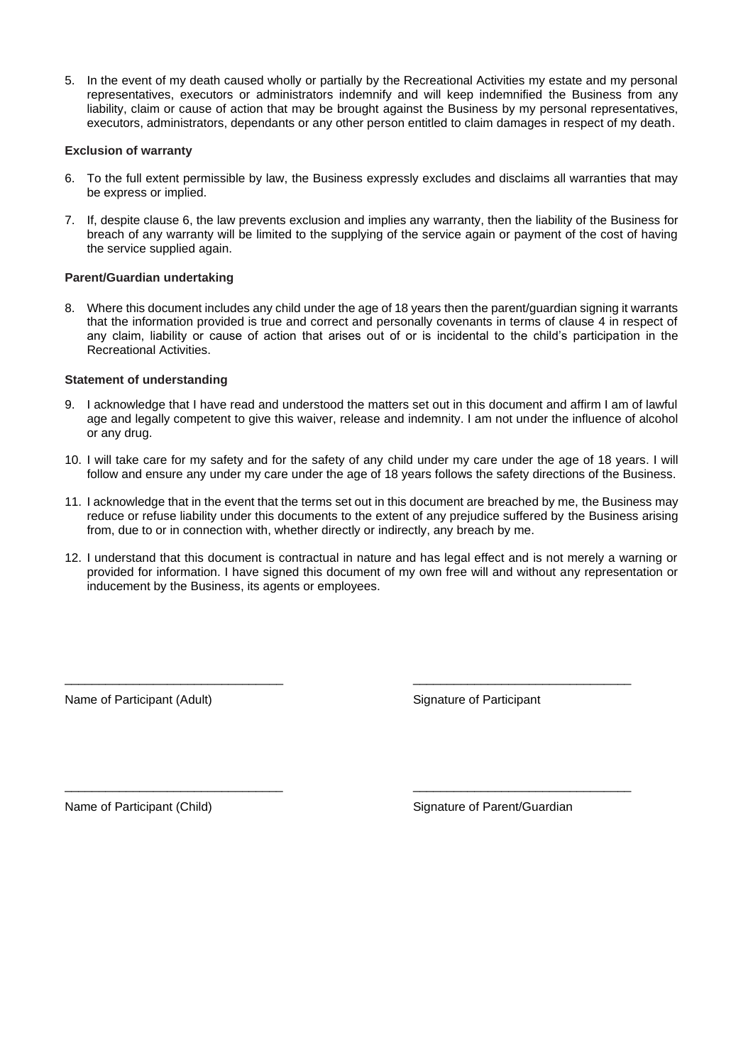5. In the event of my death caused wholly or partially by the Recreational Activities my estate and my personal representatives, executors or administrators indemnify and will keep indemnified the Business from any liability, claim or cause of action that may be brought against the Business by my personal representatives, executors, administrators, dependants or any other person entitled to claim damages in respect of my death.

**Exclusion of warranty**

6. To the full extent permissible by law, the Business expressly excludes and disclaims all warranties that may be express or implied.

7. If, despite clause 6, the law prevents exclusion and implies any warranty, then the liability of the Business for breach of any warranty will be limited to the supplying of the service again or payment of the cost of having the service supplied again.

**Parent/Guardian undertaking**

8. Where this document includes any child under the age of 18 years then the parent/guardian signing it warrants that the information provided is true and correct and personally covenants in terms of clause 4 in respect of any claim, liability or cause of action that arises out of or is incidental to the child's participation in the Recreational Activities.

**Statement of understanding**

9. I acknowledge that I have read and understood the matters set out in this document and affirm I am of lawful age and legally competent to give this waiver, release and indemnity. I am not under the influence of alcohol or any drug.

10. I will take care for my safety and for the safety of any child under my care under the age of 18 years. I will follow and ensure any under my care under the age of 18 years follows the safety directions of the Business.

11. I acknowledge that in the event that the terms set out in this document are breached by me, the Business may reduce or refuse liability under this documents to the extent of any prejudice suffered by the Business arising from, due to or in connection with, whether directly or indirectly, any breach by me.

12. I understand that this document is contractual in nature and has legal effect and is not merely a warning or provided for information. I have signed this document of my own free will and without any representation or inducement by the Business, its agents or employees.

________________________________ ________________________________

Name of Participant (Adult) Signature of Participant

________________________________ ________________________________

Name of Participant (Child) Signature of Parent/Guardian